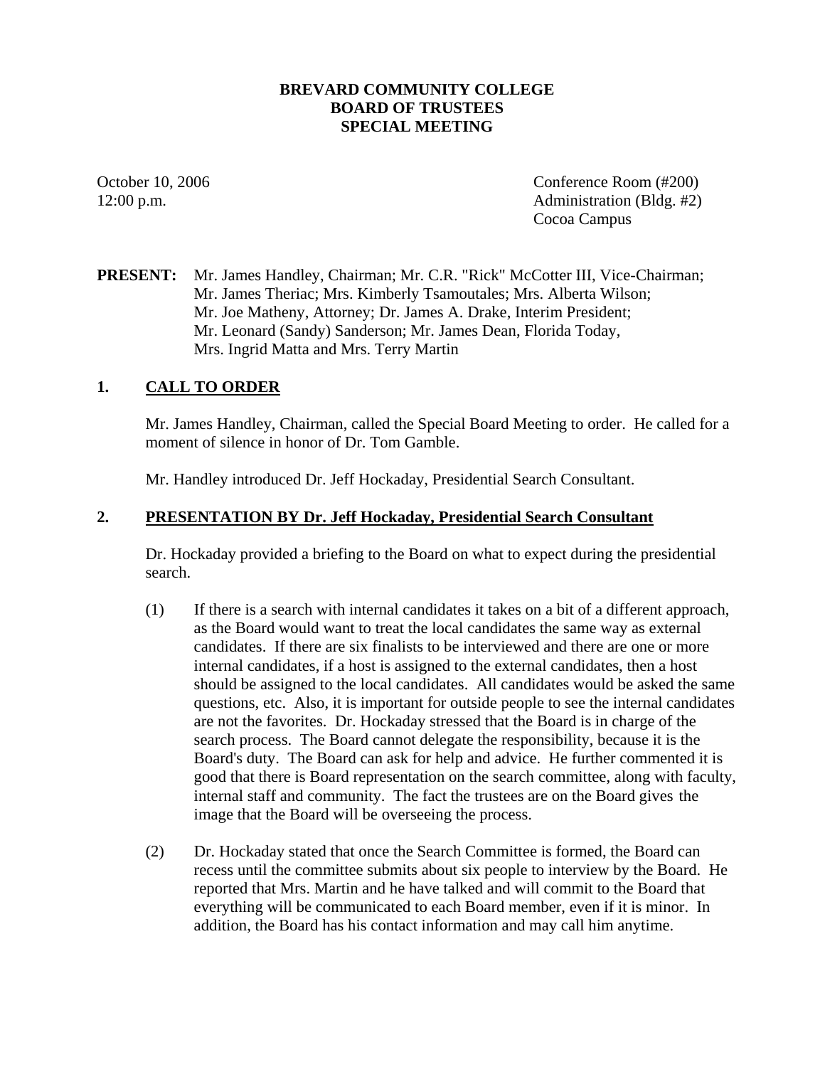# BREVARD COMMUNITY COLLEGE
# BOARD OF TRUSTEES
# SPECIAL MEETING

October 10, 2006
12:00 p.m.

Conference Room (#200)
Administration (Bldg. #2)
Cocoa Campus

**PRESENT:** Mr. James Handley, Chairman; Mr. C.R. "Rick" McCotter III, Vice-Chairman; Mr. James Theriac; Mrs. Kimberly Tsamoutales; Mrs. Alberta Wilson; Mr. Joe Matheny, Attorney; Dr. James A. Drake, Interim President; Mr. Leonard (Sandy) Sanderson; Mr. James Dean, Florida Today, Mrs. Ingrid Matta and Mrs. Terry Martin

## 1. CALL TO ORDER

Mr. James Handley, Chairman, called the Special Board Meeting to order. He called for a moment of silence in honor of Dr. Tom Gamble.

Mr. Handley introduced Dr. Jeff Hockaday, Presidential Search Consultant.

## 2. PRESENTATION BY Dr. Jeff Hockaday, Presidential Search Consultant

Dr. Hockaday provided a briefing to the Board on what to expect during the presidential search.

(1) If there is a search with internal candidates it takes on a bit of a different approach, as the Board would want to treat the local candidates the same way as external candidates. If there are six finalists to be interviewed and there are one or more internal candidates, if a host is assigned to the external candidates, then a host should be assigned to the local candidates. All candidates would be asked the same questions, etc. Also, it is important for outside people to see the internal candidates are not the favorites. Dr. Hockaday stressed that the Board is in charge of the search process. The Board cannot delegate the responsibility, because it is the Board's duty. The Board can ask for help and advice. He further commented it is good that there is Board representation on the search committee, along with faculty, internal staff and community. The fact the trustees are on the Board gives the image that the Board will be overseeing the process.

(2) Dr. Hockaday stated that once the Search Committee is formed, the Board can recess until the committee submits about six people to interview by the Board. He reported that Mrs. Martin and he have talked and will commit to the Board that everything will be communicated to each Board member, even if it is minor. In addition, the Board has his contact information and may call him anytime.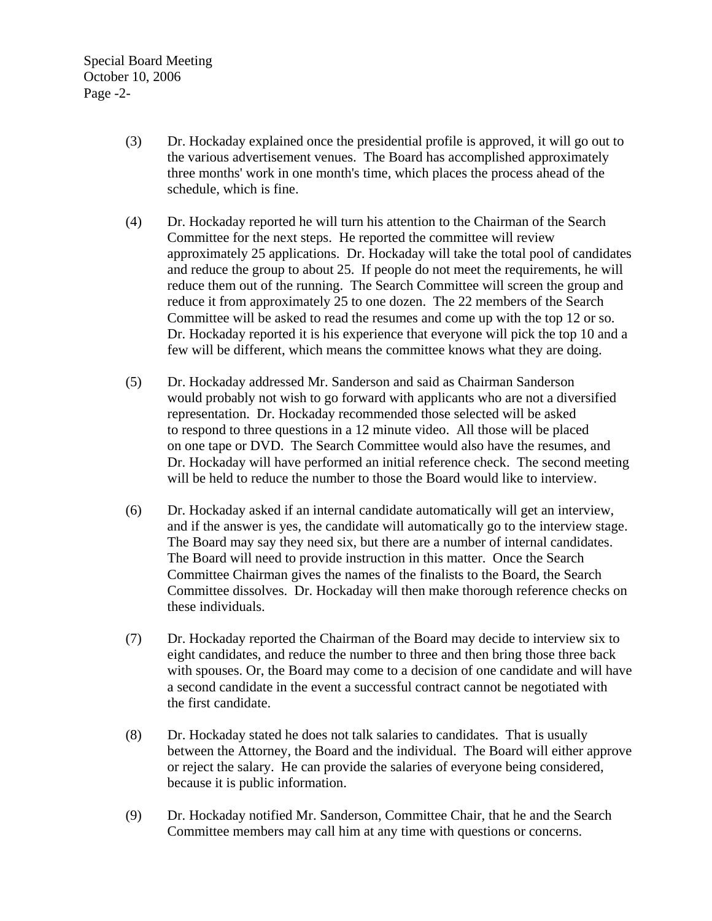(3) Dr. Hockaday explained once the presidential profile is approved, it will go out to the various advertisement venues. The Board has accomplished approximately three months' work in one month's time, which places the process ahead of the schedule, which is fine.

(4) Dr. Hockaday reported he will turn his attention to the Chairman of the Search Committee for the next steps. He reported the committee will review approximately 25 applications. Dr. Hockaday will take the total pool of candidates and reduce the group to about 25. If people do not meet the requirements, he will reduce them out of the running. The Search Committee will screen the group and reduce it from approximately 25 to one dozen. The 22 members of the Search Committee will be asked to read the resumes and come up with the top 12 or so. Dr. Hockaday reported it is his experience that everyone will pick the top 10 and a few will be different, which means the committee knows what they are doing.

(5) Dr. Hockaday addressed Mr. Sanderson and said as Chairman Sanderson would probably not wish to go forward with applicants who are not a diversified representation. Dr. Hockaday recommended those selected will be asked to respond to three questions in a 12 minute video. All those will be placed on one tape or DVD. The Search Committee would also have the resumes, and Dr. Hockaday will have performed an initial reference check. The second meeting will be held to reduce the number to those the Board would like to interview.

(6) Dr. Hockaday asked if an internal candidate automatically will get an interview, and if the answer is yes, the candidate will automatically go to the interview stage. The Board may say they need six, but there are a number of internal candidates. The Board will need to provide instruction in this matter. Once the Search Committee Chairman gives the names of the finalists to the Board, the Search Committee dissolves. Dr. Hockaday will then make thorough reference checks on these individuals.

(7) Dr. Hockaday reported the Chairman of the Board may decide to interview six to eight candidates, and reduce the number to three and then bring those three back with spouses. Or, the Board may come to a decision of one candidate and will have a second candidate in the event a successful contract cannot be negotiated with the first candidate.

(8) Dr. Hockaday stated he does not talk salaries to candidates. That is usually between the Attorney, the Board and the individual. The Board will either approve or reject the salary. He can provide the salaries of everyone being considered, because it is public information.

(9) Dr. Hockaday notified Mr. Sanderson, Committee Chair, that he and the Search Committee members may call him at any time with questions or concerns.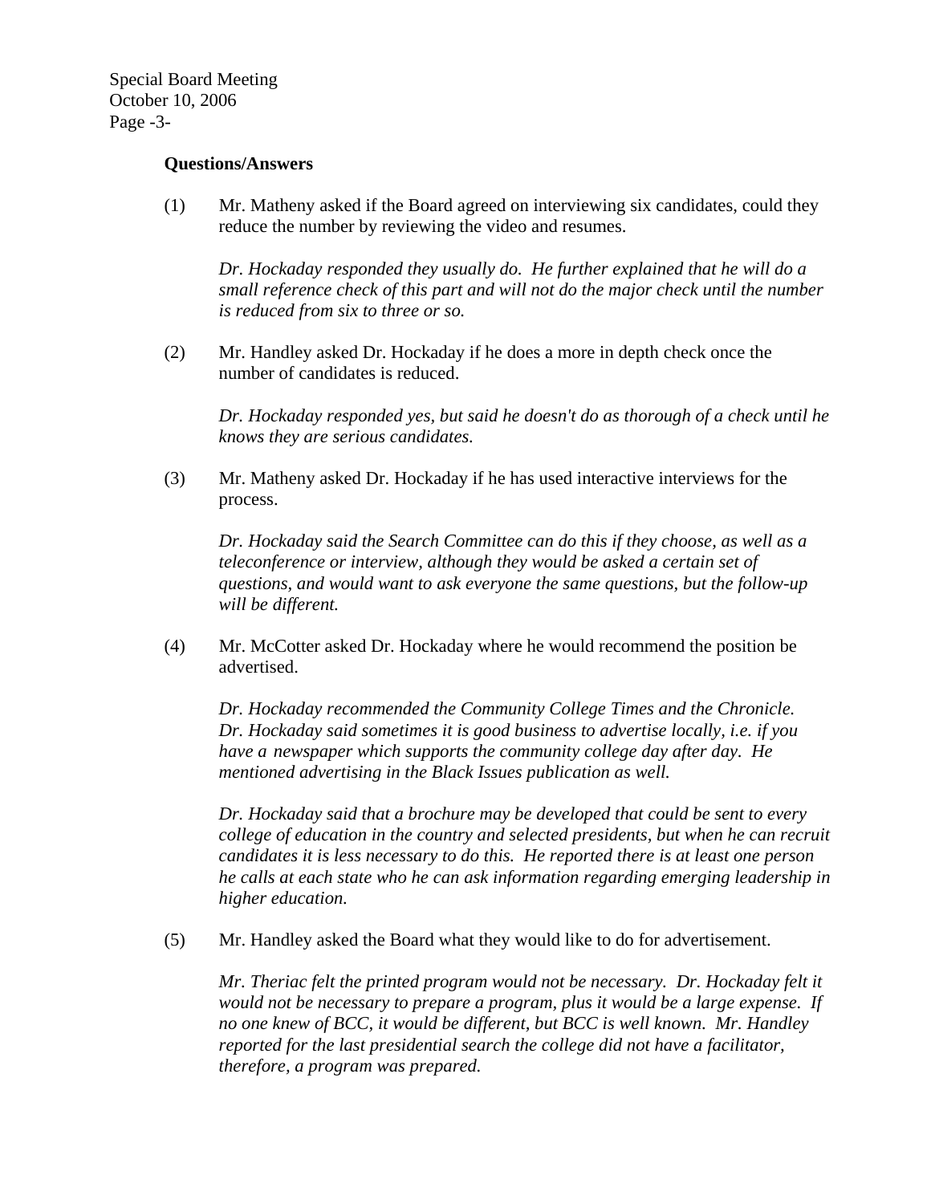**Questions/Answers**

(1) Mr. Matheny asked if the Board agreed on interviewing six candidates, could they reduce the number by reviewing the video and resumes.

*Dr. Hockaday responded they usually do. He further explained that he will do a small reference check of this part and will not do the major check until the number is reduced from six to three or so.*

(2) Mr. Handley asked Dr. Hockaday if he does a more in depth check once the number of candidates is reduced.

*Dr. Hockaday responded yes, but said he doesn't do as thorough of a check until he knows they are serious candidates.*

(3) Mr. Matheny asked Dr. Hockaday if he has used interactive interviews for the process.

*Dr. Hockaday said the Search Committee can do this if they choose, as well as a teleconference or interview, although they would be asked a certain set of questions, and would want to ask everyone the same questions, but the follow-up will be different.*

(4) Mr. McCotter asked Dr. Hockaday where he would recommend the position be advertised.

*Dr. Hockaday recommended the Community College Times and the Chronicle. Dr. Hockaday said sometimes it is good business to advertise locally, i.e. if you have a newspaper which supports the community college day after day. He mentioned advertising in the Black Issues publication as well.*

*Dr. Hockaday said that a brochure may be developed that could be sent to every college of education in the country and selected presidents, but when he can recruit candidates it is less necessary to do this. He reported there is at least one person he calls at each state who he can ask information regarding emerging leadership in higher education.*

(5) Mr. Handley asked the Board what they would like to do for advertisement.

*Mr. Theriac felt the printed program would not be necessary. Dr. Hockaday felt it would not be necessary to prepare a program, plus it would be a large expense. If no one knew of BCC, it would be different, but BCC is well known. Mr. Handley reported for the last presidential search the college did not have a facilitator, therefore, a program was prepared.*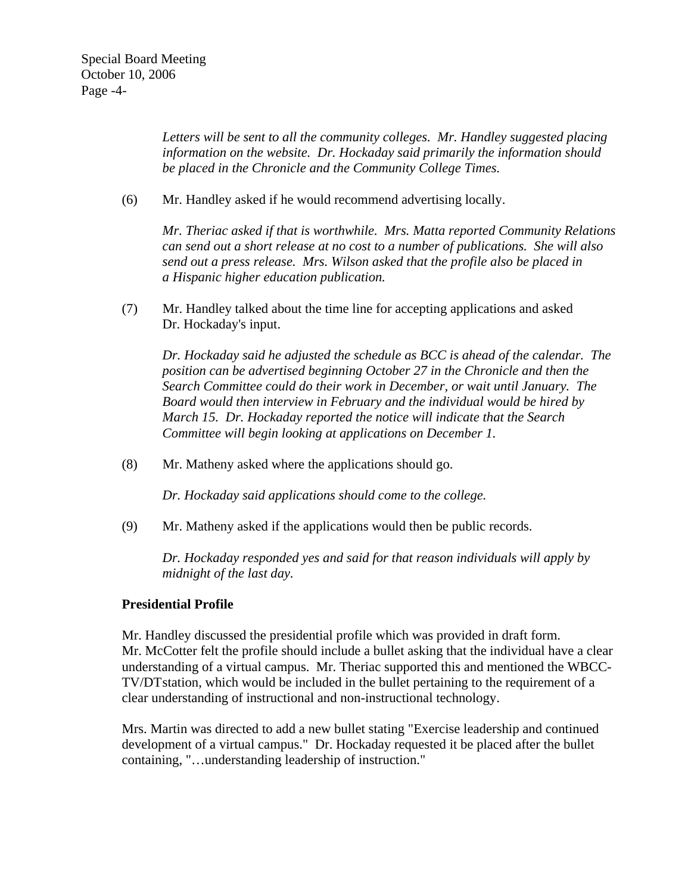*Letters will be sent to all the community colleges. Mr. Handley suggested placing information on the website. Dr. Hockaday said primarily the information should be placed in the Chronicle and the Community College Times.*

(6) Mr. Handley asked if he would recommend advertising locally.

*Mr. Theriac asked if that is worthwhile. Mrs. Matta reported Community Relations can send out a short release at no cost to a number of publications. She will also send out a press release. Mrs. Wilson asked that the profile also be placed in a Hispanic higher education publication.*

(7) Mr. Handley talked about the time line for accepting applications and asked Dr. Hockaday's input.

*Dr. Hockaday said he adjusted the schedule as BCC is ahead of the calendar. The position can be advertised beginning October 27 in the Chronicle and then the Search Committee could do their work in December, or wait until January. The Board would then interview in February and the individual would be hired by March 15. Dr. Hockaday reported the notice will indicate that the Search Committee will begin looking at applications on December 1.*

(8) Mr. Matheny asked where the applications should go.

*Dr. Hockaday said applications should come to the college.*

(9) Mr. Matheny asked if the applications would then be public records.

*Dr. Hockaday responded yes and said for that reason individuals will apply by midnight of the last day.*

**Presidential Profile**

Mr. Handley discussed the presidential profile which was provided in draft form. Mr. McCotter felt the profile should include a bullet asking that the individual have a clear understanding of a virtual campus. Mr. Theriac supported this and mentioned the WBCC-TV/DTstation, which would be included in the bullet pertaining to the requirement of a clear understanding of instructional and non-instructional technology.

Mrs. Martin was directed to add a new bullet stating "Exercise leadership and continued development of a virtual campus." Dr. Hockaday requested it be placed after the bullet containing, "…understanding leadership of instruction."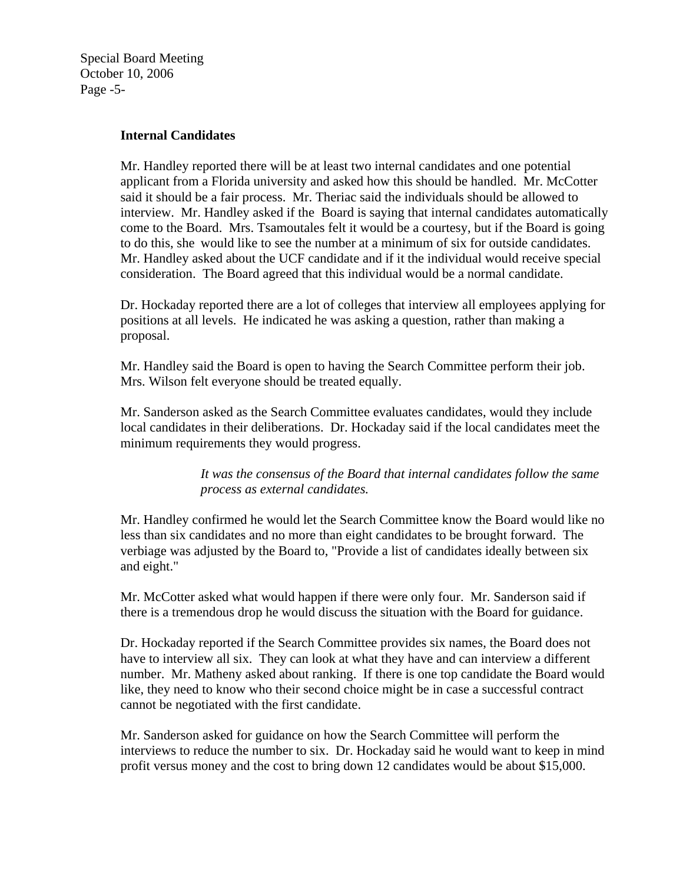### Internal Candidates

Mr. Handley reported there will be at least two internal candidates and one potential applicant from a Florida university and asked how this should be handled. Mr. McCotter said it should be a fair process. Mr. Theriac said the individuals should be allowed to interview. Mr. Handley asked if the Board is saying that internal candidates automatically come to the Board. Mrs. Tsamoutales felt it would be a courtesy, but if the Board is going to do this, she would like to see the number at a minimum of six for outside candidates. Mr. Handley asked about the UCF candidate and if it the individual would receive special consideration. The Board agreed that this individual would be a normal candidate.

Dr. Hockaday reported there are a lot of colleges that interview all employees applying for positions at all levels. He indicated he was asking a question, rather than making a proposal.

Mr. Handley said the Board is open to having the Search Committee perform their job. Mrs. Wilson felt everyone should be treated equally.

Mr. Sanderson asked as the Search Committee evaluates candidates, would they include local candidates in their deliberations. Dr. Hockaday said if the local candidates meet the minimum requirements they would progress.

> *It was the consensus of the Board that internal candidates follow the same process as external candidates.*

Mr. Handley confirmed he would let the Search Committee know the Board would like no less than six candidates and no more than eight candidates to be brought forward. The verbiage was adjusted by the Board to, "Provide a list of candidates ideally between six and eight."

Mr. McCotter asked what would happen if there were only four. Mr. Sanderson said if there is a tremendous drop he would discuss the situation with the Board for guidance.

Dr. Hockaday reported if the Search Committee provides six names, the Board does not have to interview all six. They can look at what they have and can interview a different number. Mr. Matheny asked about ranking. If there is one top candidate the Board would like, they need to know who their second choice might be in case a successful contract cannot be negotiated with the first candidate.

Mr. Sanderson asked for guidance on how the Search Committee will perform the interviews to reduce the number to six. Dr. Hockaday said he would want to keep in mind profit versus money and the cost to bring down 12 candidates would be about $15,000.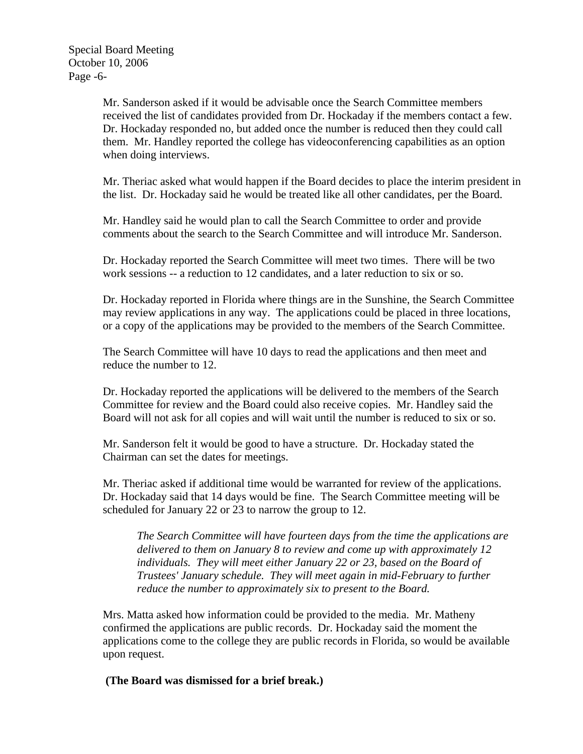Mr. Sanderson asked if it would be advisable once the Search Committee members received the list of candidates provided from Dr. Hockaday if the members contact a few. Dr. Hockaday responded no, but added once the number is reduced then they could call them. Mr. Handley reported the college has videoconferencing capabilities as an option when doing interviews.

Mr. Theriac asked what would happen if the Board decides to place the interim president in the list. Dr. Hockaday said he would be treated like all other candidates, per the Board.

Mr. Handley said he would plan to call the Search Committee to order and provide comments about the search to the Search Committee and will introduce Mr. Sanderson.

Dr. Hockaday reported the Search Committee will meet two times. There will be two work sessions -- a reduction to 12 candidates, and a later reduction to six or so.

Dr. Hockaday reported in Florida where things are in the Sunshine, the Search Committee may review applications in any way. The applications could be placed in three locations, or a copy of the applications may be provided to the members of the Search Committee.

The Search Committee will have 10 days to read the applications and then meet and reduce the number to 12.

Dr. Hockaday reported the applications will be delivered to the members of the Search Committee for review and the Board could also receive copies. Mr. Handley said the Board will not ask for all copies and will wait until the number is reduced to six or so.

Mr. Sanderson felt it would be good to have a structure. Dr. Hockaday stated the Chairman can set the dates for meetings.

Mr. Theriac asked if additional time would be warranted for review of the applications. Dr. Hockaday said that 14 days would be fine. The Search Committee meeting will be scheduled for January 22 or 23 to narrow the group to 12.

> *The Search Committee will have fourteen days from the time the applications are delivered to them on January 8 to review and come up with approximately 12 individuals. They will meet either January 22 or 23, based on the Board of Trustees' January schedule. They will meet again in mid-February to further reduce the number to approximately six to present to the Board.*

Mrs. Matta asked how information could be provided to the media. Mr. Matheny confirmed the applications are public records. Dr. Hockaday said the moment the applications come to the college they are public records in Florida, so would be available upon request.

**(The Board was dismissed for a brief break.)**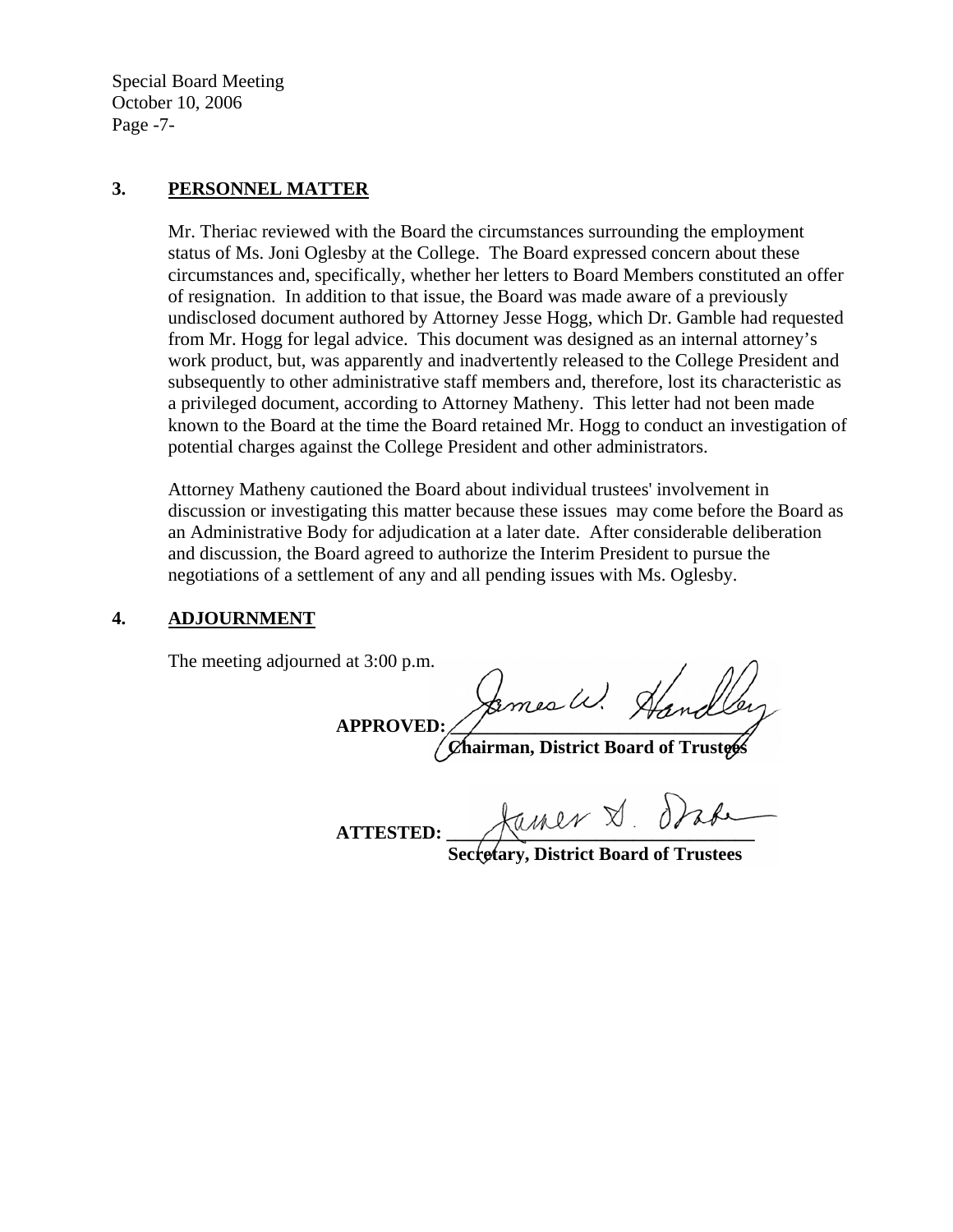## 3. PERSONNEL MATTER

Mr. Theriac reviewed with the Board the circumstances surrounding the employment status of Ms. Joni Oglesby at the College. The Board expressed concern about these circumstances and, specifically, whether her letters to Board Members constituted an offer of resignation. In addition to that issue, the Board was made aware of a previously undisclosed document authored by Attorney Jesse Hogg, which Dr. Gamble had requested from Mr. Hogg for legal advice. This document was designed as an internal attorney's work product, but, was apparently and inadvertently released to the College President and subsequently to other administrative staff members and, therefore, lost its characteristic as a privileged document, according to Attorney Matheny. This letter had not been made known to the Board at the time the Board retained Mr. Hogg to conduct an investigation of potential charges against the College President and other administrators.

Attorney Matheny cautioned the Board about individual trustees' involvement in discussion or investigating this matter because these issues may come before the Board as an Administrative Body for adjudication at a later date. After considerable deliberation and discussion, the Board agreed to authorize the Interim President to pursue the negotiations of a settlement of any and all pending issues with Ms. Oglesby.

## 4. ADJOURNMENT

The meeting adjourned at 3:00 p.m.

**APPROVED:** James W. Handley
**Chairman, District Board of Trustees**

**ATTESTED:** Karen D. Drake
**Secretary, District Board of Trustees**